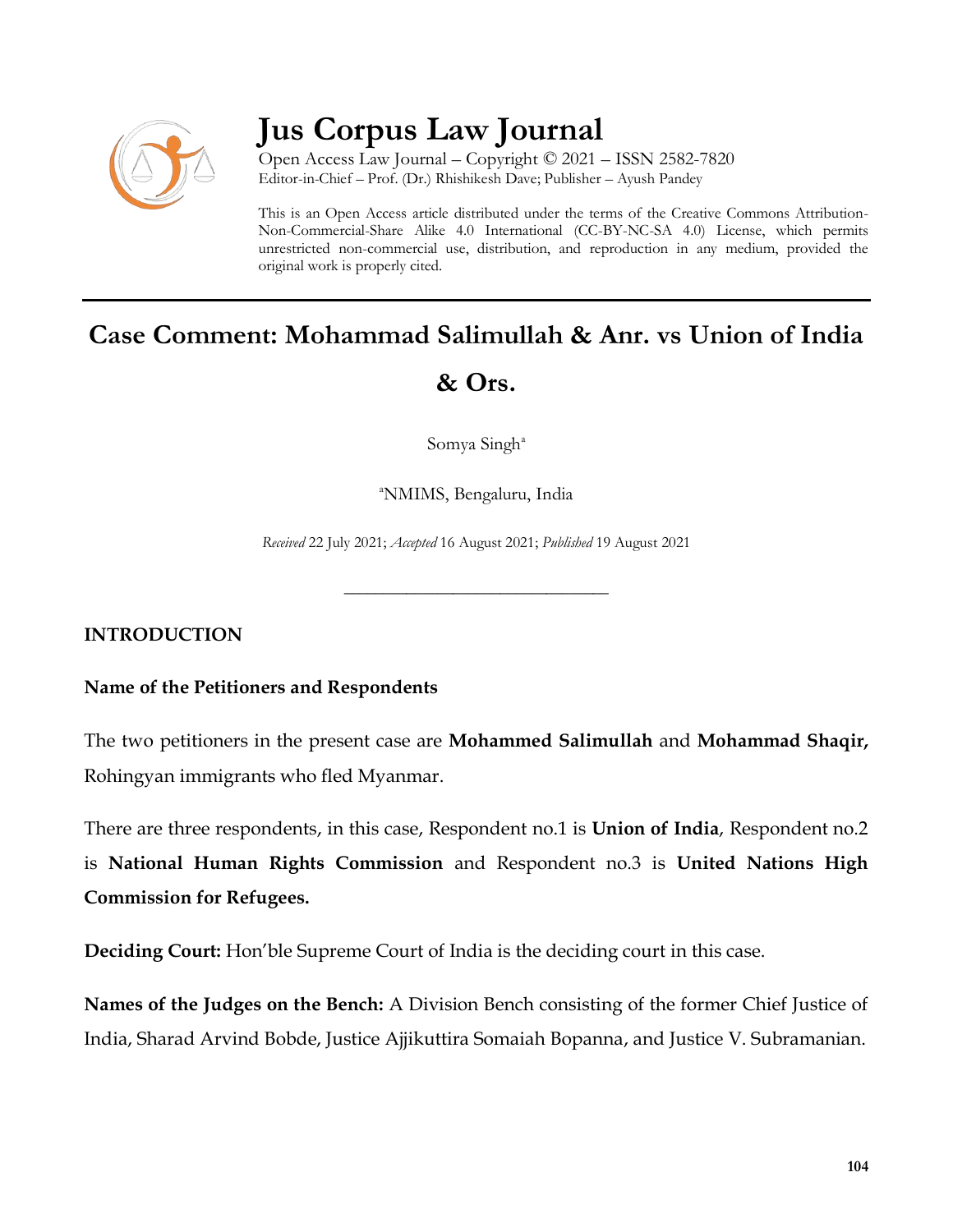# Jus Corpus Law Journal

Open Access Law Journal – Copyright © 2021 – ISSN 2582-7820
Editor-in-Chief – Prof. (Dr.) Rhishikesh Dave; Publisher – Ayush Pandey

This is an Open Access article distributed under the terms of the Creative Commons Attribution-Non-Commercial-Share Alike 4.0 International (CC-BY-NC-SA 4.0) License, which permits unrestricted non-commercial use, distribution, and reproduction in any medium, provided the original work is properly cited.

## Case Comment: Mohammad Salimullah & Anr. vs Union of India & Ors.

Somya Singh[a]

[a]NMIMS, Bengaluru, India

*Received* 22 July 2021; *Accepted* 16 August 2021; *Published* 19 August 2021

---

### INTRODUCTION

**Name of the Petitioners and Respondents**

The two petitioners in the present case are **Mohammed Salimullah** and **Mohammad Shaqir,** Rohingyan immigrants who fled Myanmar.

There are three respondents, in this case, Respondent no.1 is **Union of India**, Respondent no.2 is **National Human Rights Commission** and Respondent no.3 is **United Nations High Commission for Refugees.**

**Deciding Court:** Hon'ble Supreme Court of India is the deciding court in this case.

**Names of the Judges on the Bench:** A Division Bench consisting of the former Chief Justice of India, Sharad Arvind Bobde, Justice Ajjikuttira Somaiah Bopanna, and Justice V. Subramanian.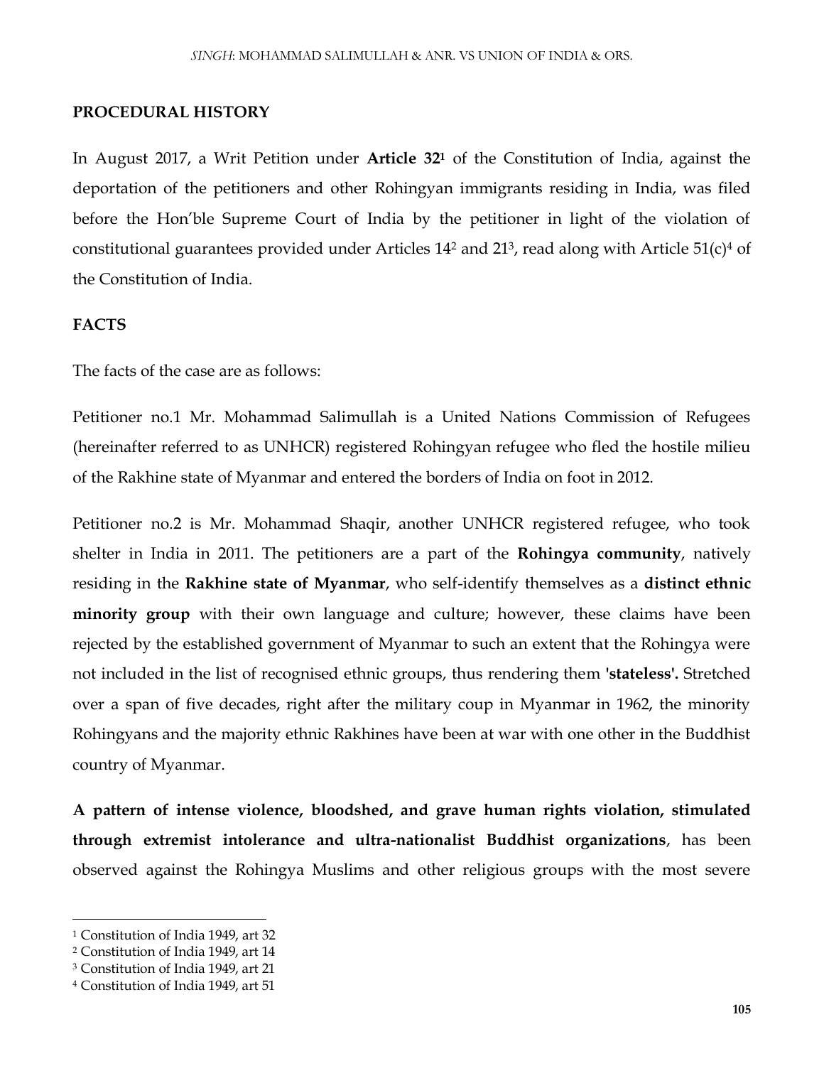## PROCEDURAL HISTORY

In August 2017, a Writ Petition under **Article 32**[1] of the Constitution of India, against the deportation of the petitioners and other Rohingyan immigrants residing in India, was filed before the Hon'ble Supreme Court of India by the petitioner in light of the violation of constitutional guarantees provided under Articles 14[2] and 21[3], read along with Article 51(c)[4] of the Constitution of India.

## FACTS

The facts of the case are as follows:

Petitioner no.1 Mr. Mohammad Salimullah is a United Nations Commission of Refugees (hereinafter referred to as UNHCR) registered Rohingyan refugee who fled the hostile milieu of the Rakhine state of Myanmar and entered the borders of India on foot in 2012.

Petitioner no.2 is Mr. Mohammad Shaqir, another UNHCR registered refugee, who took shelter in India in 2011. The petitioners are a part of the **Rohingya community**, natively residing in the **Rakhine state of Myanmar**, who self-identify themselves as a **distinct ethnic minority group** with their own language and culture; however, these claims have been rejected by the established government of Myanmar to such an extent that the Rohingya were not included in the list of recognised ethnic groups, thus rendering them **'stateless'.** Stretched over a span of five decades, right after the military coup in Myanmar in 1962, the minority Rohingyans and the majority ethnic Rakhines have been at war with one other in the Buddhist country of Myanmar.

**A pattern of intense violence, bloodshed, and grave human rights violation, stimulated through extremist intolerance and ultra-nationalist Buddhist organizations**, has been observed against the Rohingya Muslims and other religious groups with the most severe

---

[1] Constitution of India 1949, art 32
[2] Constitution of India 1949, art 14
[3] Constitution of India 1949, art 21
[4] Constitution of India 1949, art 51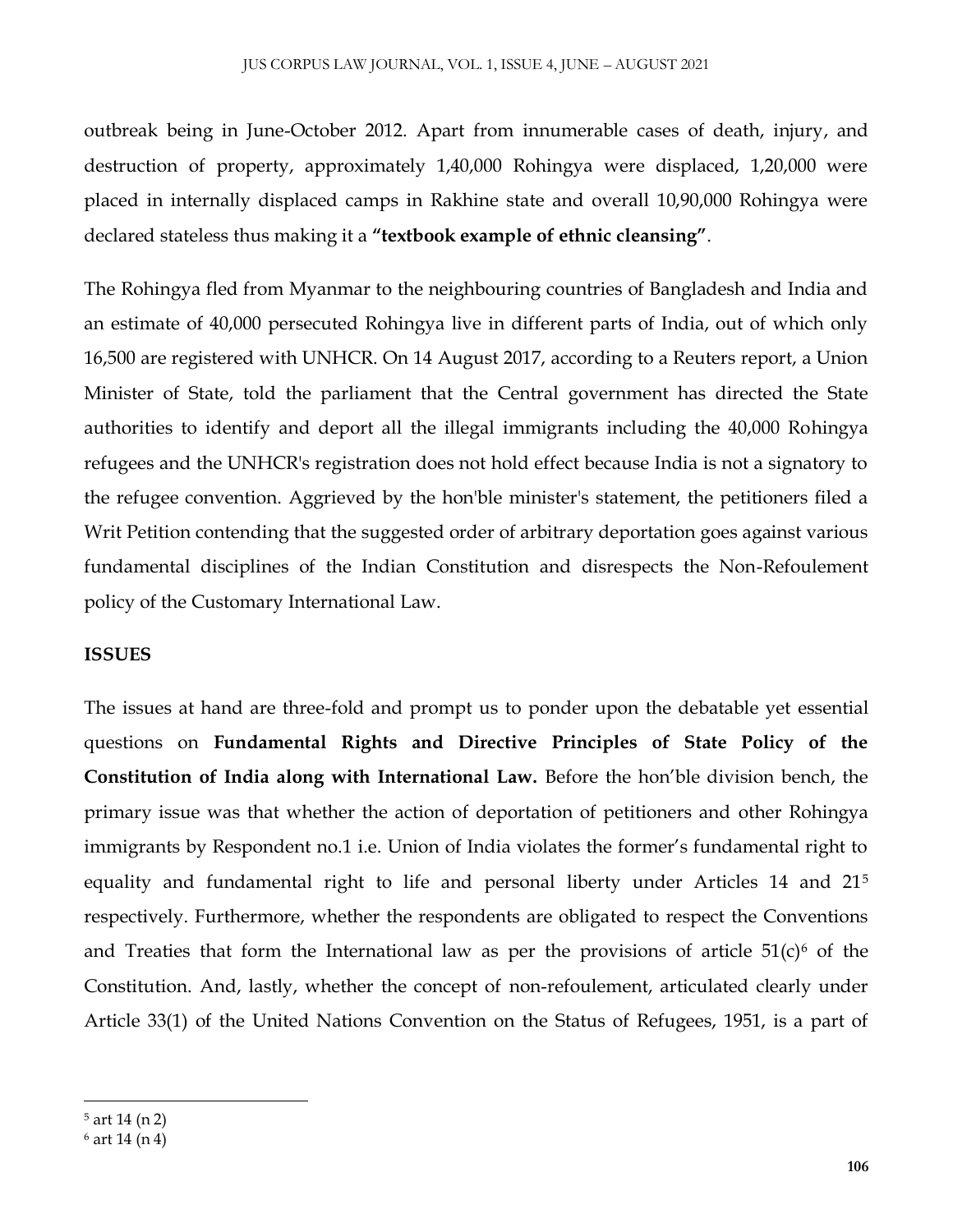outbreak being in June-October 2012. Apart from innumerable cases of death, injury, and destruction of property, approximately 1,40,000 Rohingya were displaced, 1,20,000 were placed in internally displaced camps in Rakhine state and overall 10,90,000 Rohingya were declared stateless thus making it a **"textbook example of ethnic cleansing"**.

The Rohingya fled from Myanmar to the neighbouring countries of Bangladesh and India and an estimate of 40,000 persecuted Rohingya live in different parts of India, out of which only 16,500 are registered with UNHCR. On 14 August 2017, according to a Reuters report, a Union Minister of State, told the parliament that the Central government has directed the State authorities to identify and deport all the illegal immigrants including the 40,000 Rohingya refugees and the UNHCR's registration does not hold effect because India is not a signatory to the refugee convention. Aggrieved by the hon'ble minister's statement, the petitioners filed a Writ Petition contending that the suggested order of arbitrary deportation goes against various fundamental disciplines of the Indian Constitution and disrespects the Non-Refoulement policy of the Customary International Law.

**ISSUES**

The issues at hand are three-fold and prompt us to ponder upon the debatable yet essential questions on **Fundamental Rights and Directive Principles of State Policy of the Constitution of India along with International Law.** Before the hon'ble division bench, the primary issue was that whether the action of deportation of petitioners and other Rohingya immigrants by Respondent no.1 i.e. Union of India violates the former's fundamental right to equality and fundamental right to life and personal liberty under Articles 14 and 21[5] respectively. Furthermore, whether the respondents are obligated to respect the Conventions and Treaties that form the International law as per the provisions of article 51(c)[6] of the Constitution. And, lastly, whether the concept of non-refoulement, articulated clearly under Article 33(1) of the United Nations Convention on the Status of Refugees, 1951, is a part of

[5] art 14 (n 2)

[6] art 14 (n 4)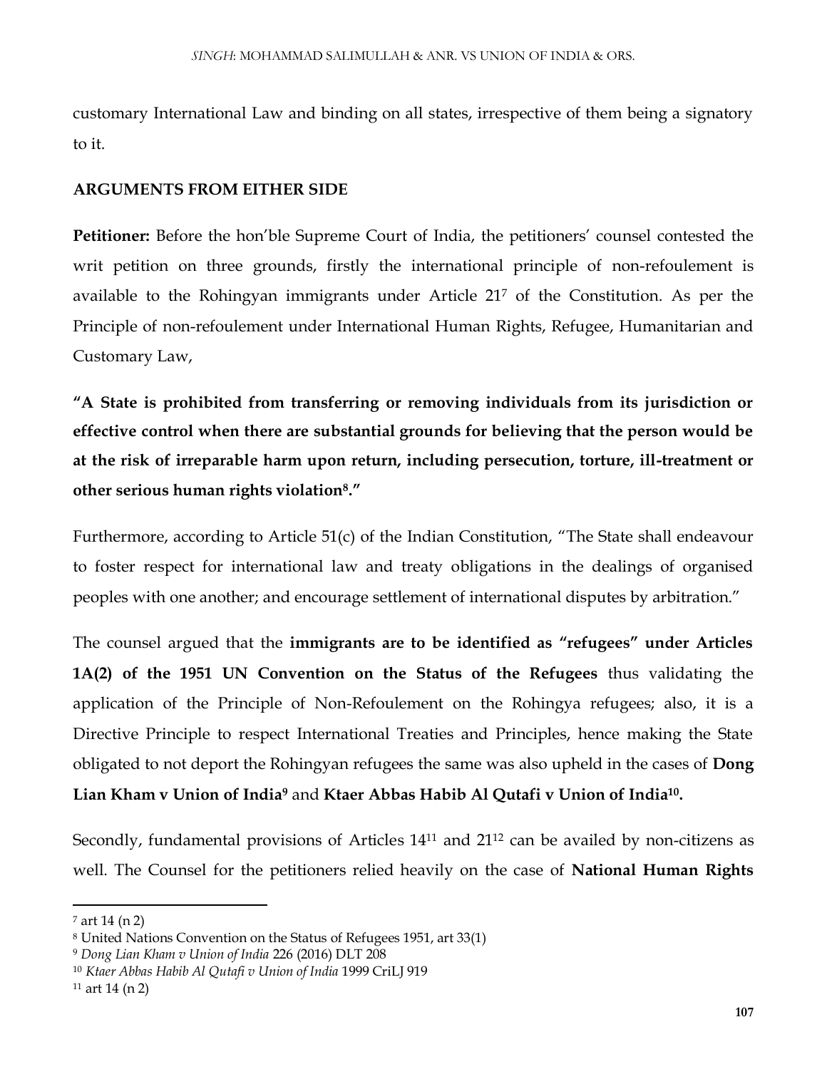customary International Law and binding on all states, irrespective of them being a signatory to it.

**ARGUMENTS FROM EITHER SIDE**

**Petitioner:** Before the hon'ble Supreme Court of India, the petitioners' counsel contested the writ petition on three grounds, firstly the international principle of non-refoulement is available to the Rohingyan immigrants under Article 21[7] of the Constitution. As per the Principle of non-refoulement under International Human Rights, Refugee, Humanitarian and Customary Law,

**"A State is prohibited from transferring or removing individuals from its jurisdiction or effective control when there are substantial grounds for believing that the person would be at the risk of irreparable harm upon return, including persecution, torture, ill-treatment or other serious human rights violation[8]."**

Furthermore, according to Article 51(c) of the Indian Constitution, "The State shall endeavour to foster respect for international law and treaty obligations in the dealings of organised peoples with one another; and encourage settlement of international disputes by arbitration."

The counsel argued that the **immigrants are to be identified as "refugees" under Articles 1A(2) of the 1951 UN Convention on the Status of the Refugees** thus validating the application of the Principle of Non-Refoulement on the Rohingya refugees; also, it is a Directive Principle to respect International Treaties and Principles, hence making the State obligated to not deport the Rohingyan refugees the same was also upheld in the cases of **Dong Lian Kham v Union of India[9]** and **Ktaer Abbas Habib Al Qutafi v Union of India[10].**

Secondly, fundamental provisions of Articles 14[11] and 21[12] can be availed by non-citizens as well. The Counsel for the petitioners relied heavily on the case of **National Human Rights**

---

[7] art 14 (n 2)

[8] United Nations Convention on the Status of Refugees 1951, art 33(1)

[9] *Dong Lian Kham v Union of India* 226 (2016) DLT 208

[10] *Ktaer Abbas Habib Al Qutafi v Union of India* 1999 CriLJ 919

[11] art 14 (n 2)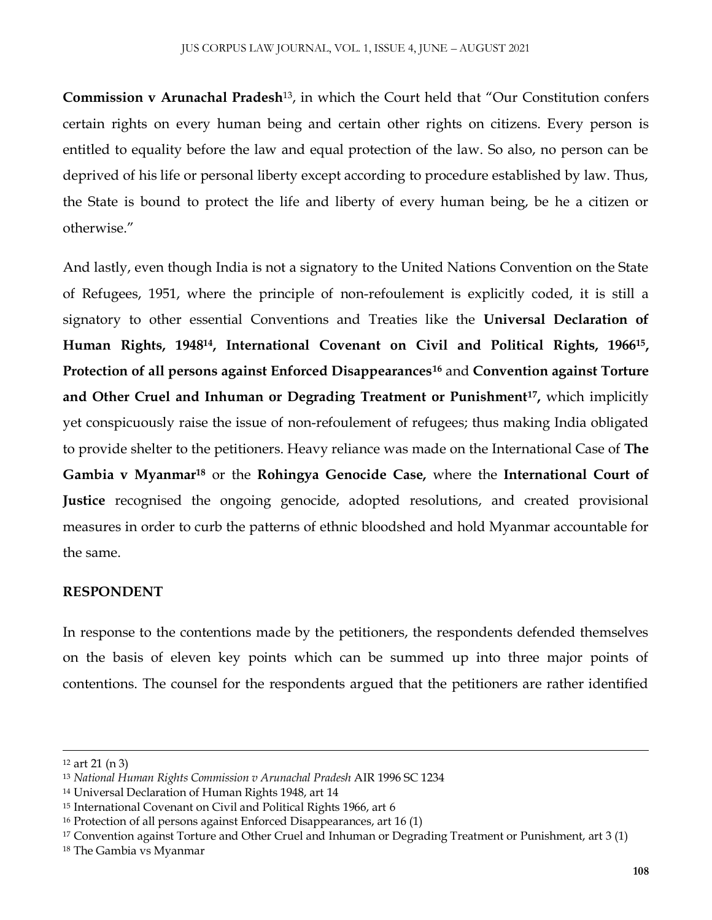**Commission v Arunachal Pradesh**[13], in which the Court held that "Our Constitution confers certain rights on every human being and certain other rights on citizens. Every person is entitled to equality before the law and equal protection of the law. So also, no person can be deprived of his life or personal liberty except according to procedure established by law. Thus, the State is bound to protect the life and liberty of every human being, be he a citizen or otherwise."

And lastly, even though India is not a signatory to the United Nations Convention on the State of Refugees, 1951, where the principle of non-refoulement is explicitly coded, it is still a signatory to other essential Conventions and Treaties like the **Universal Declaration of Human Rights, 1948**[14]**, International Covenant on Civil and Political Rights, 1966**[15]**, Protection of all persons against Enforced Disappearances**[16] and **Convention against Torture and Other Cruel and Inhuman or Degrading Treatment or Punishment**[17]**,** which implicitly yet conspicuously raise the issue of non-refoulement of refugees; thus making India obligated to provide shelter to the petitioners. Heavy reliance was made on the International Case of **The Gambia v Myanmar**[18] or the **Rohingya Genocide Case,** where the **International Court of Justice** recognised the ongoing genocide, adopted resolutions, and created provisional measures in order to curb the patterns of ethnic bloodshed and hold Myanmar accountable for the same.

**RESPONDENT**

In response to the contentions made by the petitioners, the respondents defended themselves on the basis of eleven key points which can be summed up into three major points of contentions. The counsel for the respondents argued that the petitioners are rather identified

---

[12] art 21 (n 3)

[13] *National Human Rights Commission v Arunachal Pradesh* AIR 1996 SC 1234

[14] Universal Declaration of Human Rights 1948, art 14

[15] International Covenant on Civil and Political Rights 1966, art 6

[16] Protection of all persons against Enforced Disappearances, art 16 (1)

[17] Convention against Torture and Other Cruel and Inhuman or Degrading Treatment or Punishment, art 3 (1)

[18] The Gambia vs Myanmar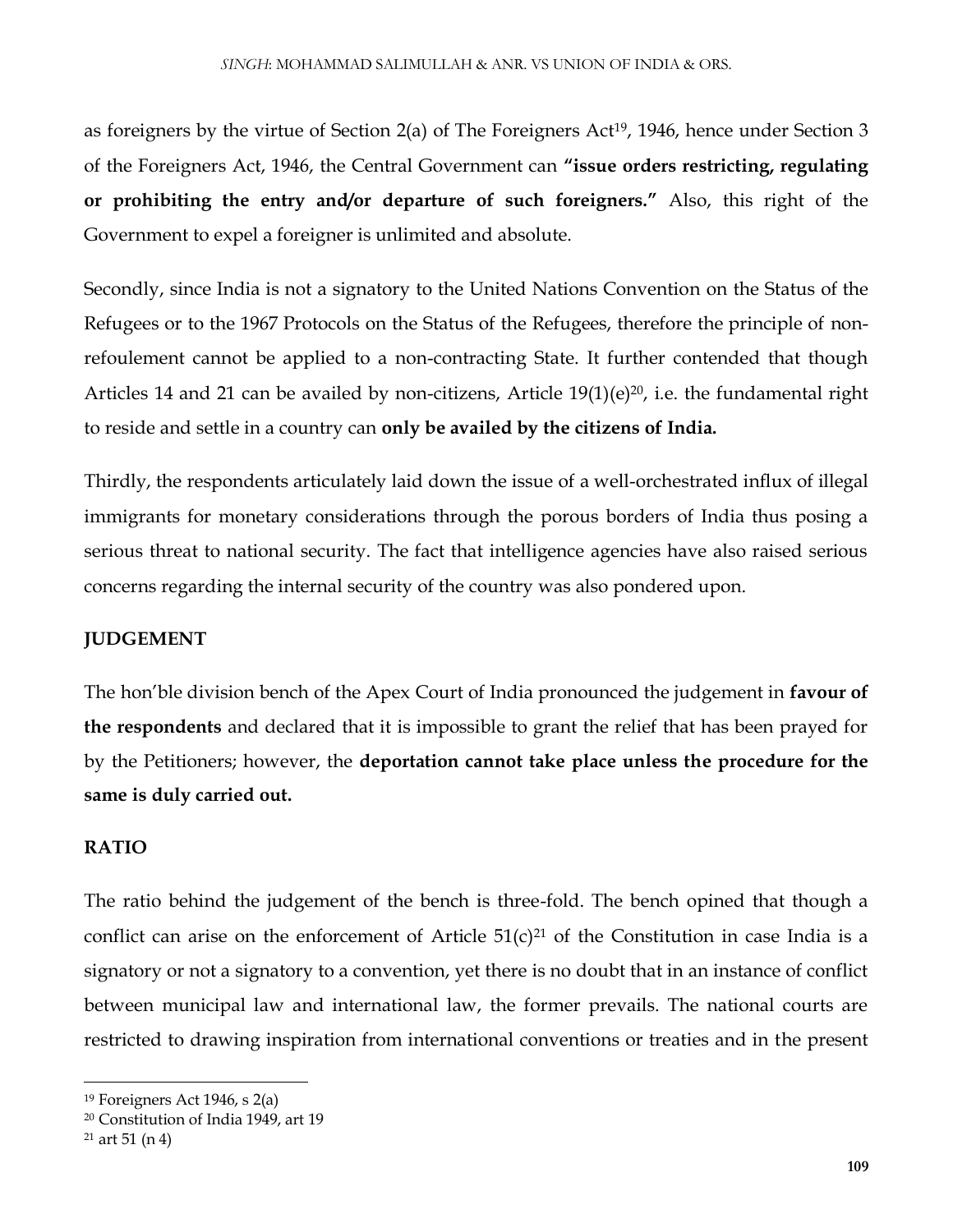as foreigners by the virtue of Section 2(a) of The Foreigners Act[19], 1946, hence under Section 3 of the Foreigners Act, 1946, the Central Government can **"issue orders restricting, regulating or prohibiting the entry and/or departure of such foreigners."** Also, this right of the Government to expel a foreigner is unlimited and absolute.

Secondly, since India is not a signatory to the United Nations Convention on the Status of the Refugees or to the 1967 Protocols on the Status of the Refugees, therefore the principle of non-refoulement cannot be applied to a non-contracting State. It further contended that though Articles 14 and 21 can be availed by non-citizens, Article 19(1)(e)[20], i.e. the fundamental right to reside and settle in a country can **only be availed by the citizens of India.**

Thirdly, the respondents articulately laid down the issue of a well-orchestrated influx of illegal immigrants for monetary considerations through the porous borders of India thus posing a serious threat to national security. The fact that intelligence agencies have also raised serious concerns regarding the internal security of the country was also pondered upon.

## JUDGEMENT

The hon'ble division bench of the Apex Court of India pronounced the judgement in **favour of the respondents** and declared that it is impossible to grant the relief that has been prayed for by the Petitioners; however, the **deportation cannot take place unless the procedure for the same is duly carried out.**

## RATIO

The ratio behind the judgement of the bench is three-fold. The bench opined that though a conflict can arise on the enforcement of Article 51(c)[21] of the Constitution in case India is a signatory or not a signatory to a convention, yet there is no doubt that in an instance of conflict between municipal law and international law, the former prevails. The national courts are restricted to drawing inspiration from international conventions or treaties and in the present

---

[19] Foreigners Act 1946, s 2(a)

[20] Constitution of India 1949, art 19

[21] art 51 (n 4)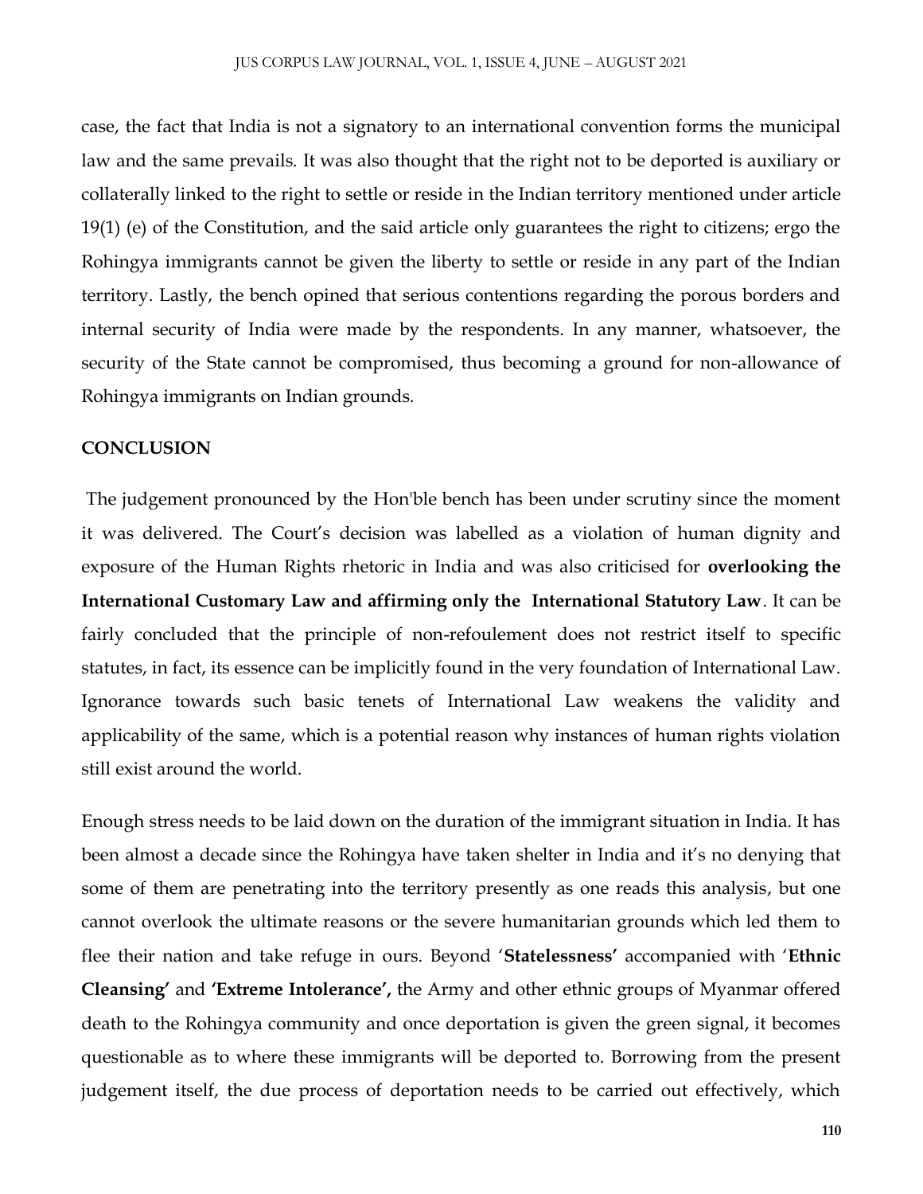case, the fact that India is not a signatory to an international convention forms the municipal law and the same prevails. It was also thought that the right not to be deported is auxiliary or collaterally linked to the right to settle or reside in the Indian territory mentioned under article 19(1) (e) of the Constitution, and the said article only guarantees the right to citizens; ergo the Rohingya immigrants cannot be given the liberty to settle or reside in any part of the Indian territory. Lastly, the bench opined that serious contentions regarding the porous borders and internal security of India were made by the respondents. In any manner, whatsoever, the security of the State cannot be compromised, thus becoming a ground for non-allowance of Rohingya immigrants on Indian grounds.

## CONCLUSION

The judgement pronounced by the Hon'ble bench has been under scrutiny since the moment it was delivered. The Court's decision was labelled as a violation of human dignity and exposure of the Human Rights rhetoric in India and was also criticised for **overlooking the International Customary Law and affirming only the International Statutory Law**. It can be fairly concluded that the principle of non-refoulement does not restrict itself to specific statutes, in fact, its essence can be implicitly found in the very foundation of International Law. Ignorance towards such basic tenets of International Law weakens the validity and applicability of the same, which is a potential reason why instances of human rights violation still exist around the world.

Enough stress needs to be laid down on the duration of the immigrant situation in India. It has been almost a decade since the Rohingya have taken shelter in India and it's no denying that some of them are penetrating into the territory presently as one reads this analysis, but one cannot overlook the ultimate reasons or the severe humanitarian grounds which led them to flee their nation and take refuge in ours. Beyond '**Statelessness'** accompanied with '**Ethnic Cleansing'** and **'Extreme Intolerance',** the Army and other ethnic groups of Myanmar offered death to the Rohingya community and once deportation is given the green signal, it becomes questionable as to where these immigrants will be deported to. Borrowing from the present judgement itself, the due process of deportation needs to be carried out effectively, which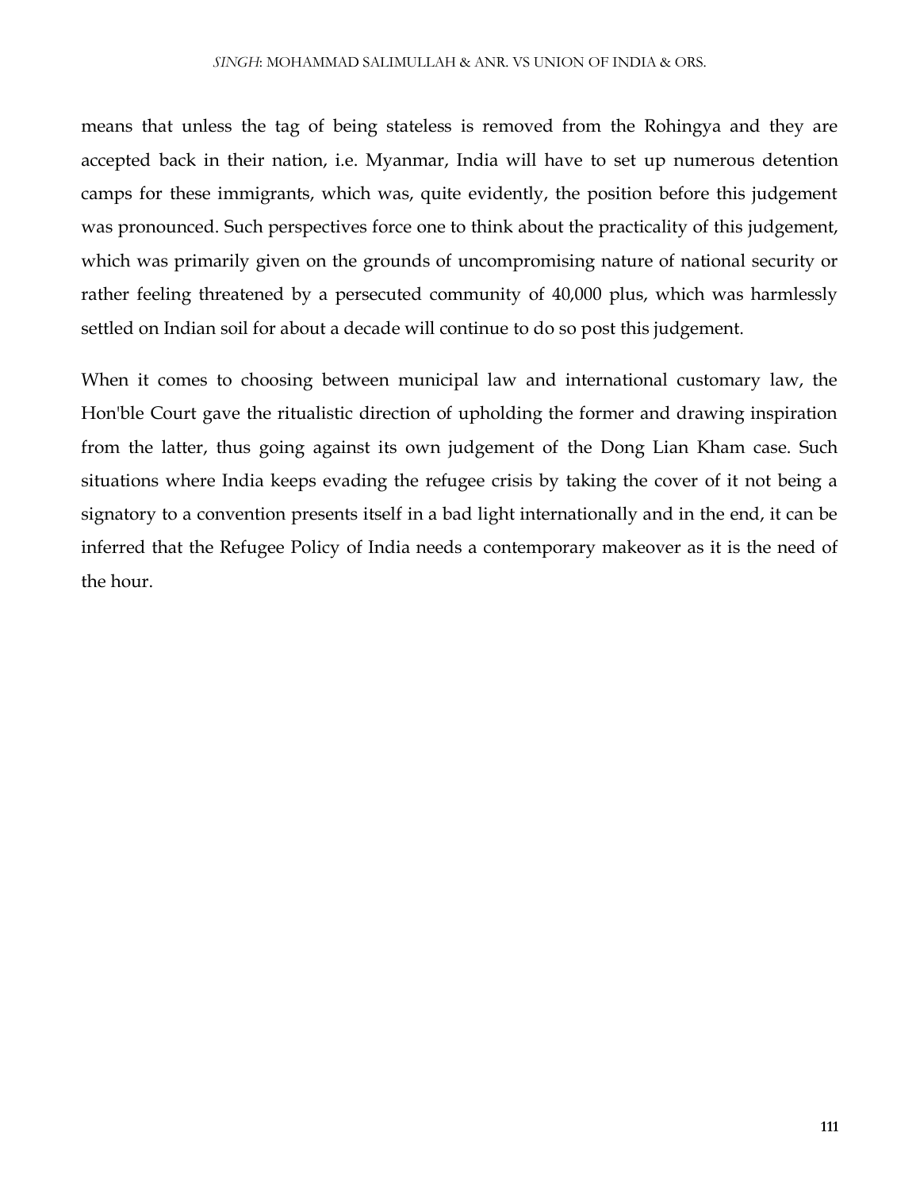means that unless the tag of being stateless is removed from the Rohingya and they are accepted back in their nation, i.e. Myanmar, India will have to set up numerous detention camps for these immigrants, which was, quite evidently, the position before this judgement was pronounced. Such perspectives force one to think about the practicality of this judgement, which was primarily given on the grounds of uncompromising nature of national security or rather feeling threatened by a persecuted community of 40,000 plus, which was harmlessly settled on Indian soil for about a decade will continue to do so post this judgement.

When it comes to choosing between municipal law and international customary law, the Hon'ble Court gave the ritualistic direction of upholding the former and drawing inspiration from the latter, thus going against its own judgement of the Dong Lian Kham case. Such situations where India keeps evading the refugee crisis by taking the cover of it not being a signatory to a convention presents itself in a bad light internationally and in the end, it can be inferred that the Refugee Policy of India needs a contemporary makeover as it is the need of the hour.